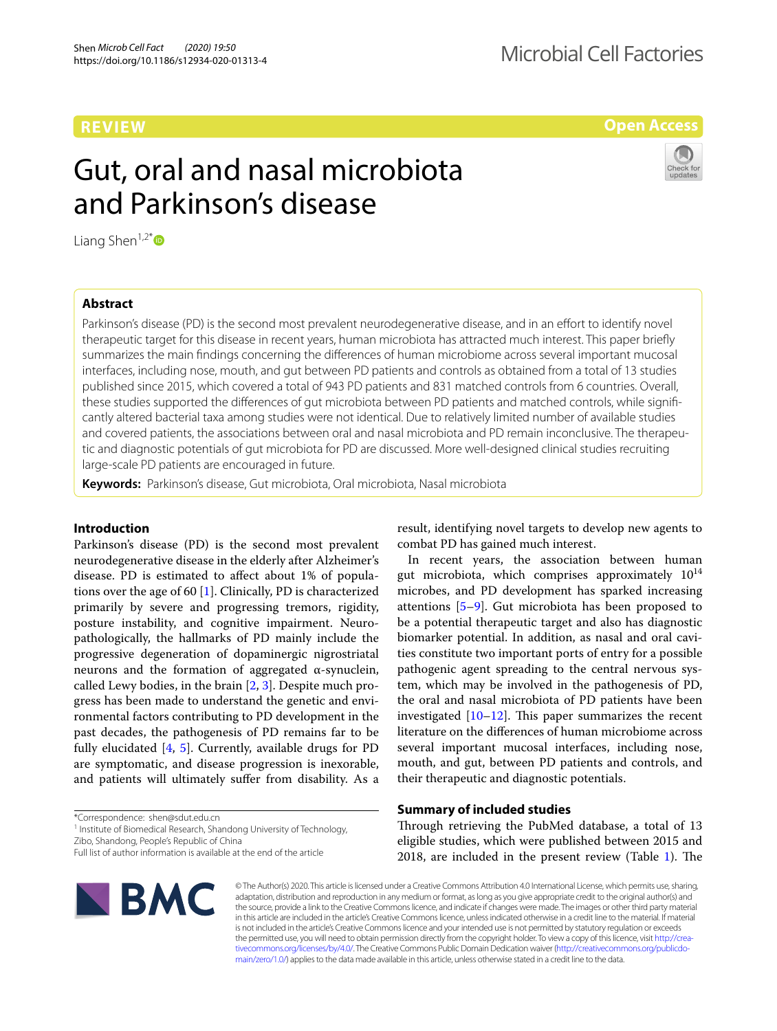REVIEW

Open Access

# Gut, oral and nasal microbiota and Parkinson's disease

Liang Shen[1,2*]

## Abstract

Parkinson's disease (PD) is the second most prevalent neurodegenerative disease, and in an effort to identify novel therapeutic target for this disease in recent years, human microbiota has attracted much interest. This paper briefly summarizes the main findings concerning the differences of human microbiome across several important mucosal interfaces, including nose, mouth, and gut between PD patients and controls as obtained from a total of 13 studies published since 2015, which covered a total of 943 PD patients and 831 matched controls from 6 countries. Overall, these studies supported the differences of gut microbiota between PD patients and matched controls, while significantly altered bacterial taxa among studies were not identical. Due to relatively limited number of available studies and covered patients, the associations between oral and nasal microbiota and PD remain inconclusive. The therapeutic and diagnostic potentials of gut microbiota for PD are discussed. More well-designed clinical studies recruiting large-scale PD patients are encouraged in future.

**Keywords:** Parkinson's disease, Gut microbiota, Oral microbiota, Nasal microbiota

## Introduction

Parkinson's disease (PD) is the second most prevalent neurodegenerative disease in the elderly after Alzheimer's disease. PD is estimated to affect about 1% of populations over the age of 60 [1]. Clinically, PD is characterized primarily by severe and progressing tremors, rigidity, posture instability, and cognitive impairment. Neuropathologically, the hallmarks of PD mainly include the progressive degeneration of dopaminergic nigrostriatal neurons and the formation of aggregated α-synuclein, called Lewy bodies, in the brain [2, 3]. Despite much progress has been made to understand the genetic and environmental factors contributing to PD development in the past decades, the pathogenesis of PD remains far to be fully elucidated [4, 5]. Currently, available drugs for PD are symptomatic, and disease progression is inexorable, and patients will ultimately suffer from disability. As a result, identifying novel targets to develop new agents to combat PD has gained much interest.

In recent years, the association between human gut microbiota, which comprises approximately $10^{14}$ microbes, and PD development has sparked increasing attentions [5–9]. Gut microbiota has been proposed to be a potential therapeutic target and also has diagnostic biomarker potential. In addition, as nasal and oral cavities constitute two important ports of entry for a possible pathogenic agent spreading to the central nervous system, which may be involved in the pathogenesis of PD, the oral and nasal microbiota of PD patients have been investigated [10–12]. This paper summarizes the recent literature on the differences of human microbiome across several important mucosal interfaces, including nose, mouth, and gut, between PD patients and controls, and their therapeutic and diagnostic potentials.

## Summary of included studies

Through retrieving the PubMed database, a total of 13 eligible studies, which were published between 2015 and 2018, are included in the present review (Table 1). The

*Correspondence: shen@sdut.edu.cn

[1] Institute of Biomedical Research, Shandong University of Technology, Zibo, Shandong, People's Republic of China

Full list of author information is available at the end of the article

© The Author(s) 2020. This article is licensed under a Creative Commons Attribution 4.0 International License, which permits use, sharing, adaptation, distribution and reproduction in any medium or format, as long as you give appropriate credit to the original author(s) and the source, provide a link to the Creative Commons licence, and indicate if changes were made. The images or other third party material in this article are included in the article's Creative Commons licence, unless indicated otherwise in a credit line to the material. If material is not included in the article's Creative Commons licence and your intended use is not permitted by statutory regulation or exceeds the permitted use, you will need to obtain permission directly from the copyright holder. To view a copy of this licence, visit http://creativecommons.org/licenses/by/4.0/. The Creative Commons Public Domain Dedication waiver (http://creativecommons.org/publicdomain/zero/1.0/) applies to the data made available in this article, unless otherwise stated in a credit line to the data.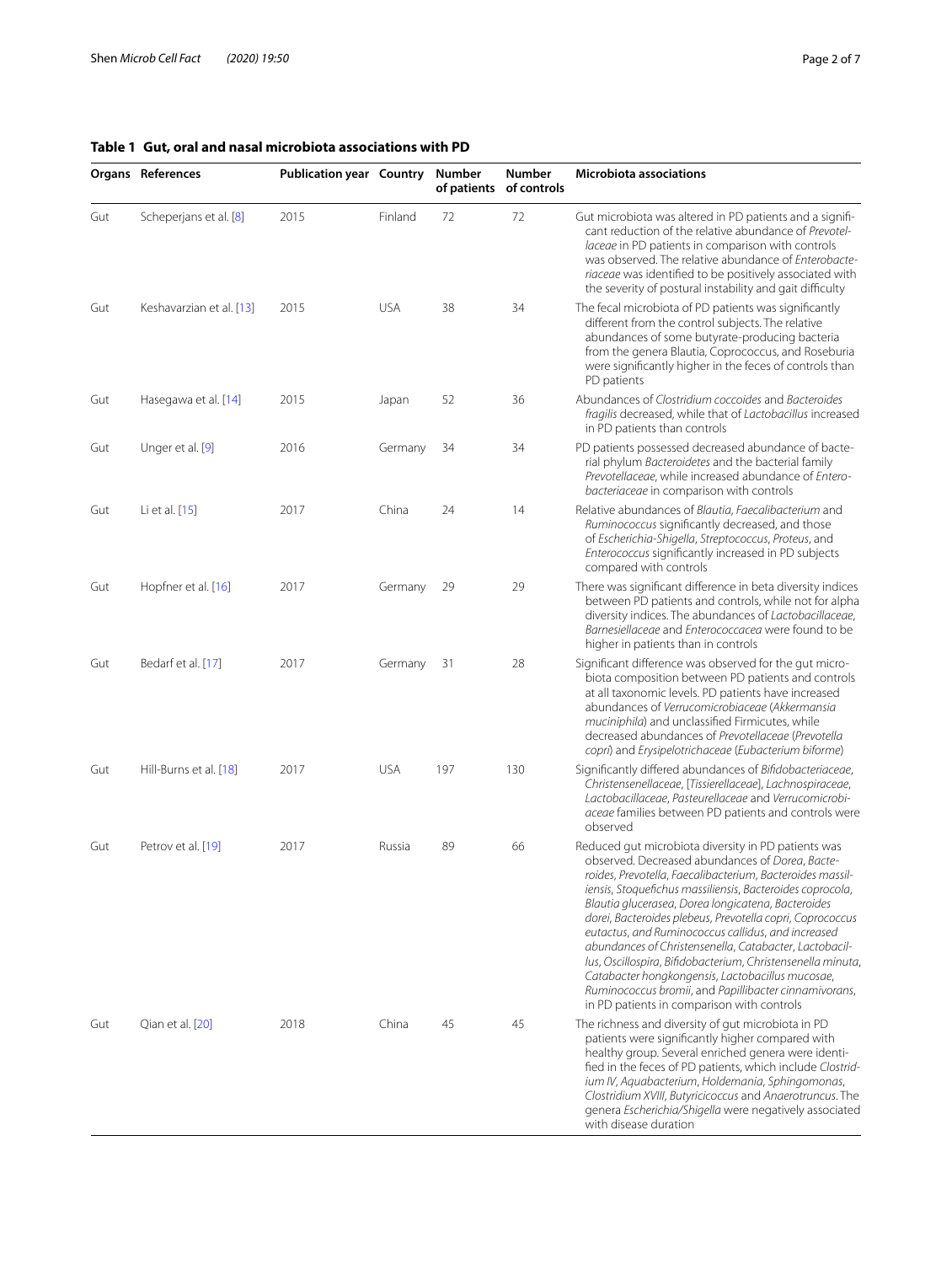**Table 1 Gut, oral and nasal microbiota associations with PD**

| Organs | References | Publication year | Country | Number of patients | Number of controls | Microbiota associations |
|---|---|---|---|---|---|---|
| Gut | Scheperjans et al. [8] | 2015 | Finland | 72 | 72 | Gut microbiota was altered in PD patients and a significant reduction of the relative abundance of *Prevotellaceae* in PD patients in comparison with controls was observed. The relative abundance of *Enterobacteriaceae* was identified to be positively associated with the severity of postural instability and gait difficulty |
| Gut | Keshavarzian et al. [13] | 2015 | USA | 38 | 34 | The fecal microbiota of PD patients was significantly different from the control subjects. The relative abundances of some butyrate-producing bacteria from the genera Blautia, Coprococcus, and Roseburia were significantly higher in the feces of controls than PD patients |
| Gut | Hasegawa et al. [14] | 2015 | Japan | 52 | 36 | Abundances of *Clostridium coccoides* and *Bacteroides fragilis* decreased, while that of *Lactobacillus* increased in PD patients than controls |
| Gut | Unger et al. [9] | 2016 | Germany | 34 | 34 | PD patients possessed decreased abundance of bacterial phylum *Bacteroidetes* and the bacterial family *Prevotellaceae*, while increased abundance of *Enterobacteriaceae* in comparison with controls |
| Gut | Li et al. [15] | 2017 | China | 24 | 14 | Relative abundances of *Blautia*, *Faecalibacterium* and *Ruminococcus* significantly decreased, and those of *Escherichia-Shigella*, *Streptococcus*, *Proteus*, and *Enterococcus* significantly increased in PD subjects compared with controls |
| Gut | Hopfner et al. [16] | 2017 | Germany | 29 | 29 | There was significant difference in beta diversity indices between PD patients and controls, while not for alpha diversity indices. The abundances of *Lactobacillaceae*, *Barnesiellaceae* and *Enterococcacea* were found to be higher in patients than in controls |
| Gut | Bedarf et al. [17] | 2017 | Germany | 31 | 28 | Significant difference was observed for the gut microbiota composition between PD patients and controls at all taxonomic levels. PD patients have increased abundances of *Verrucomicrobiaceae* (*Akkermansia muciniphila*) and unclassified Firmicutes, while decreased abundances of *Prevotellaceae* (*Prevotella copri*) and *Erysipelotrichaceae* (*Eubacterium biforme*) |
| Gut | Hill-Burns et al. [18] | 2017 | USA | 197 | 130 | Significantly differed abundances of *Bifidobacteriaceae*, *Christensenellaceae*, [*Tissierellaceae*], *Lachnospiraceae*, *Lactobacillaceae*, *Pasteurellaceae* and *Verrucomicrobiaceae* families between PD patients and controls were observed |
| Gut | Petrov et al. [19] | 2017 | Russia | 89 | 66 | Reduced gut microbiota diversity in PD patients was observed. Decreased abundances of *Dorea*, *Bacteroides*, *Prevotella*, *Faecalibacterium*, *Bacteroides massiliensis*, *Stoquefichus massiliensis*, *Bacteroides coprocola*, *Blautia glucerasea*, *Dorea longicatena*, *Bacteroides dorei*, *Bacteroides plebeus*, *Prevotella copri*, *Coprococcus eutactus*, *and Ruminococcus callidus*, *and increased abundances of Christensenella*, *Catabacter*, *Lactobacillus*, *Oscillospira*, *Bifidobacterium*, *Christensenella minuta*, *Catabacter hongkongensis*, *Lactobacillus mucosae*, *Ruminococcus bromii*, and *Papillibacter cinnamivorans*, in PD patients in comparison with controls |
| Gut | Qian et al. [20] | 2018 | China | 45 | 45 | The richness and diversity of gut microbiota in PD patients were significantly higher compared with healthy group. Several enriched genera were identified in the feces of PD patients, which include *Clostridium IV*, *Aquabacterium*, *Holdemania*, *Sphingomonas*, *Clostridium XVIII*, *Butyricicoccus* and *Anaerotruncus*. The genera *Escherichia/Shigella* were negatively associated with disease duration |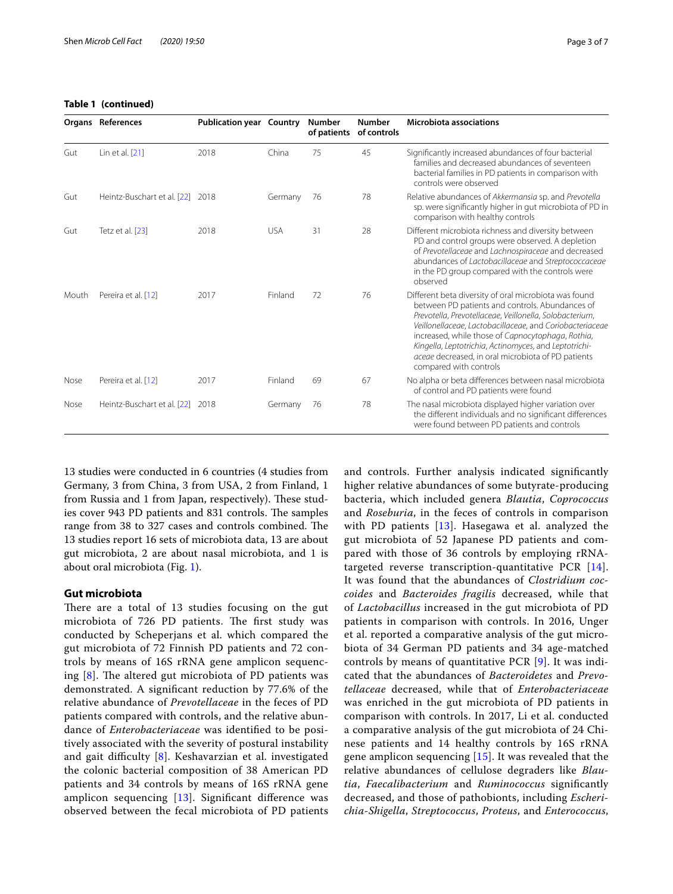**Table 1 (continued)**

| Organs | References | Publication year | Country | Number of patients | Number of controls | Microbiota associations |
|---|---|---|---|---|---|---|
| Gut | Lin et al. [21] | 2018 | China | 75 | 45 | Significantly increased abundances of four bacterial families and decreased abundances of seventeen bacterial families in PD patients in comparison with controls were observed |
| Gut | Heintz-Buschart et al. [22] | 2018 | Germany | 76 | 78 | Relative abundances of *Akkermansia* sp. and *Prevotella* sp. were significantly higher in gut microbiota of PD in comparison with healthy controls |
| Gut | Tetz et al. [23] | 2018 | USA | 31 | 28 | Different microbiota richness and diversity between PD and control groups were observed. A depletion of *Prevotellaceae* and *Lachnospiraceae* and decreased abundances of *Lactobacillaceae* and *Streptococcaceae* in the PD group compared with the controls were observed |
| Mouth | Pereira et al. [12] | 2017 | Finland | 72 | 76 | Different beta diversity of oral microbiota was found between PD patients and controls. Abundances of *Prevotella*, *Prevotellaceae*, *Veillonella*, *Solobacterium*, *Veillonellaceae*, *Lactobacillaceae*, and *Coriobacteriaceae* increased, while those of *Capnocytophaga*, *Rothia*, *Kingella*, *Leptotrichia*, *Actinomyces*, and *Leptotrichiaceae* decreased, in oral microbiota of PD patients compared with controls |
| Nose | Pereira et al. [12] | 2017 | Finland | 69 | 67 | No alpha or beta differences between nasal microbiota of control and PD patients were found |
| Nose | Heintz-Buschart et al. [22] | 2018 | Germany | 76 | 78 | The nasal microbiota displayed higher variation over the different individuals and no significant differences were found between PD patients and controls |

13 studies were conducted in 6 countries (4 studies from Germany, 3 from China, 3 from USA, 2 from Finland, 1 from Russia and 1 from Japan, respectively). These studies cover 943 PD patients and 831 controls. The samples range from 38 to 327 cases and controls combined. The 13 studies report 16 sets of microbiota data, 13 are about gut microbiota, 2 are about nasal microbiota, and 1 is about oral microbiota (Fig. 1).

## Gut microbiota

There are a total of 13 studies focusing on the gut microbiota of 726 PD patients. The first study was conducted by Scheperjans et al. which compared the gut microbiota of 72 Finnish PD patients and 72 controls by means of 16S rRNA gene amplicon sequencing [8]. The altered gut microbiota of PD patients was demonstrated. A significant reduction by 77.6% of the relative abundance of *Prevotellaceae* in the feces of PD patients compared with controls, and the relative abundance of *Enterobacteriaceae* was identified to be positively associated with the severity of postural instability and gait difficulty [8]. Keshavarzian et al. investigated the colonic bacterial composition of 38 American PD patients and 34 controls by means of 16S rRNA gene amplicon sequencing [13]. Significant difference was observed between the fecal microbiota of PD patients and controls. Further analysis indicated significantly higher relative abundances of some butyrate-producing bacteria, which included genera *Blautia*, *Coprococcus* and *Roseburia*, in the feces of controls in comparison with PD patients [13]. Hasegawa et al. analyzed the gut microbiota of 52 Japanese PD patients and compared with those of 36 controls by employing rRNA-targeted reverse transcription-quantitative PCR [14]. It was found that the abundances of *Clostridium coccoides* and *Bacteroides fragilis* decreased, while that of *Lactobacillus* increased in the gut microbiota of PD patients in comparison with controls. In 2016, Unger et al. reported a comparative analysis of the gut microbiota of 34 German PD patients and 34 age-matched controls by means of quantitative PCR [9]. It was indicated that the abundances of *Bacteroidetes* and *Prevotellaceae* decreased, while that of *Enterobacteriaceae* was enriched in the gut microbiota of PD patients in comparison with controls. In 2017, Li et al. conducted a comparative analysis of the gut microbiota of 24 Chinese patients and 14 healthy controls by 16S rRNA gene amplicon sequencing [15]. It was revealed that the relative abundances of cellulose degraders like *Blautia*, *Faecalibacterium* and *Ruminococcus* significantly decreased, and those of pathobionts, including *Escherichia-Shigella*, *Streptococcus*, *Proteus*, and *Enterococcus*,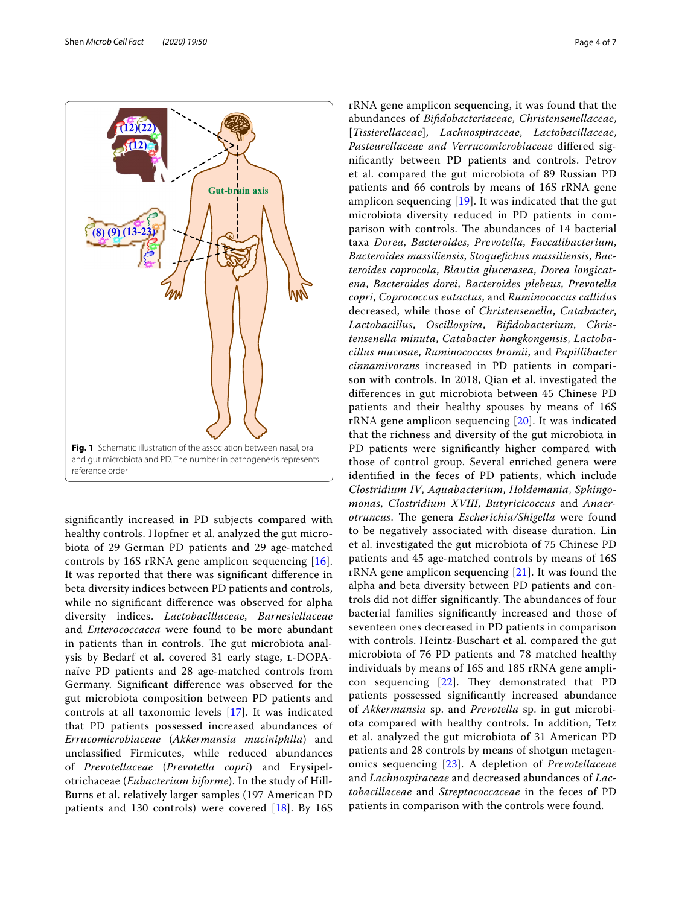Fig. 1 Schematic illustration of the association between nasal, oral and gut microbiota and PD. The number in pathogenesis represents reference order

significantly increased in PD subjects compared with healthy controls. Hopfner et al. analyzed the gut microbiota of 29 German PD patients and 29 age-matched controls by 16S rRNA gene amplicon sequencing [16]. It was reported that there was significant difference in beta diversity indices between PD patients and controls, while no significant difference was observed for alpha diversity indices. *Lactobacillaceae*, *Barnesiellaceae* and *Enterococcacea* were found to be more abundant in patients than in controls. The gut microbiota analysis by Bedarf et al. covered 31 early stage, L-DOPA-naïve PD patients and 28 age-matched controls from Germany. Significant difference was observed for the gut microbiota composition between PD patients and controls at all taxonomic levels [17]. It was indicated that PD patients possessed increased abundances of *Errucomicrobiaceae* (*Akkermansia muciniphila*) and unclassified Firmicutes, while reduced abundances of *Prevotellaceae* (*Prevotella copri*) and Erysipelotrichaceae (*Eubacterium biforme*). In the study of Hill-Burns et al. relatively larger samples (197 American PD patients and 130 controls) were covered [18]. By 16S rRNA gene amplicon sequencing, it was found that the abundances of *Bifidobacteriaceae*, *Christensenellaceae*, [*Tissierellaceae*], *Lachnospiraceae*, *Lactobacillaceae*, *Pasteurellaceae and Verrucomicrobiaceae* differed significantly between PD patients and controls. Petrov et al. compared the gut microbiota of 89 Russian PD patients and 66 controls by means of 16S rRNA gene amplicon sequencing [19]. It was indicated that the gut microbiota diversity reduced in PD patients in comparison with controls. The abundances of 14 bacterial taxa *Dorea*, *Bacteroides*, *Prevotella*, *Faecalibacterium*, *Bacteroides massiliensis*, *Stoquefichus massiliensis*, *Bacteroides coprocola*, *Blautia glucerasea*, *Dorea longicatena*, *Bacteroides dorei*, *Bacteroides plebeus*, *Prevotella copri*, *Coprococcus eutactus*, and *Ruminococcus callidus* decreased, while those of *Christensenella*, *Catabacter*, *Lactobacillus*, *Oscillospira*, *Bifidobacterium*, *Christensenella minuta*, *Catabacter hongkongensis*, *Lactobacillus mucosae*, *Ruminococcus bromii*, and *Papillibacter cinnamivorans* increased in PD patients in comparison with controls. In 2018, Qian et al. investigated the differences in gut microbiota between 45 Chinese PD patients and their healthy spouses by means of 16S rRNA gene amplicon sequencing [20]. It was indicated that the richness and diversity of the gut microbiota in PD patients were significantly higher compared with those of control group. Several enriched genera were identified in the feces of PD patients, which include *Clostridium IV*, *Aquabacterium*, *Holdemania*, *Sphingomonas*, *Clostridium XVIII*, *Butyricicoccus* and *Anaerotruncus*. The genera *Escherichia/Shigella* were found to be negatively associated with disease duration. Lin et al. investigated the gut microbiota of 75 Chinese PD patients and 45 age-matched controls by means of 16S rRNA gene amplicon sequencing [21]. It was found the alpha and beta diversity between PD patients and controls did not differ significantly. The abundances of four bacterial families significantly increased and those of seventeen ones decreased in PD patients in comparison with controls. Heintz-Buschart et al. compared the gut microbiota of 76 PD patients and 78 matched healthy individuals by means of 16S and 18S rRNA gene amplicon sequencing [22]. They demonstrated that PD patients possessed significantly increased abundance of *Akkermansia* sp. and *Prevotella* sp. in gut microbiota compared with healthy controls. In addition, Tetz et al. analyzed the gut microbiota of 31 American PD patients and 28 controls by means of shotgun metagenomics sequencing [23]. A depletion of *Prevotellaceae* and *Lachnospiraceae* and decreased abundances of *Lactobacillaceae* and *Streptococcaceae* in the feces of PD patients in comparison with the controls were found.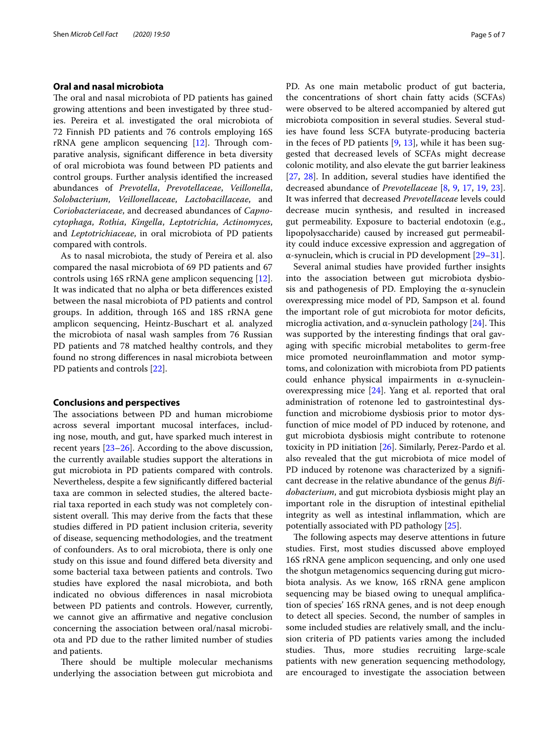## Oral and nasal microbiota

The oral and nasal microbiota of PD patients has gained growing attentions and been investigated by three studies. Pereira et al. investigated the oral microbiota of 72 Finnish PD patients and 76 controls employing 16S rRNA gene amplicon sequencing [12]. Through comparative analysis, significant difference in beta diversity of oral microbiota was found between PD patients and control groups. Further analysis identified the increased abundances of *Prevotella*, *Prevotellaceae*, *Veillonella*, *Solobacterium*, *Veillonellaceae*, *Lactobacillaceae*, and *Coriobacteriaceae*, and decreased abundances of *Capnocytophaga*, *Rothia*, *Kingella*, *Leptotrichia*, *Actinomyces*, and *Leptotrichiaceae*, in oral microbiota of PD patients compared with controls.

As to nasal microbiota, the study of Pereira et al. also compared the nasal microbiota of 69 PD patients and 67 controls using 16S rRNA gene amplicon sequencing [12]. It was indicated that no alpha or beta differences existed between the nasal microbiota of PD patients and control groups. In addition, through 16S and 18S rRNA gene amplicon sequencing, Heintz-Buschart et al. analyzed the microbiota of nasal wash samples from 76 Russian PD patients and 78 matched healthy controls, and they found no strong differences in nasal microbiota between PD patients and controls [22].

## Conclusions and perspectives

The associations between PD and human microbiome across several important mucosal interfaces, including nose, mouth, and gut, have sparked much interest in recent years [23–26]. According to the above discussion, the currently available studies support the alterations in gut microbiota in PD patients compared with controls. Nevertheless, despite a few significantly differed bacterial taxa are common in selected studies, the altered bacterial taxa reported in each study was not completely consistent overall. This may derive from the facts that these studies differed in PD patient inclusion criteria, severity of disease, sequencing methodologies, and the treatment of confounders. As to oral microbiota, there is only one study on this issue and found differed beta diversity and some bacterial taxa between patients and controls. Two studies have explored the nasal microbiota, and both indicated no obvious differences in nasal microbiota between PD patients and controls. However, currently, we cannot give an affirmative and negative conclusion concerning the association between oral/nasal microbiota and PD due to the rather limited number of studies and patients.

There should be multiple molecular mechanisms underlying the association between gut microbiota and PD. As one main metabolic product of gut bacteria, the concentrations of short chain fatty acids (SCFAs) were observed to be altered accompanied by altered gut microbiota composition in several studies. Several studies have found less SCFA butyrate-producing bacteria in the feces of PD patients [9, 13], while it has been suggested that decreased levels of SCFAs might decrease colonic motility, and also elevate the gut barrier leakiness [27, 28]. In addition, several studies have identified the decreased abundance of *Prevotellaceae* [8, 9, 17, 19, 23]. It was inferred that decreased *Prevotellaceae* levels could decrease mucin synthesis, and resulted in increased gut permeability. Exposure to bacterial endotoxin (e.g., lipopolysaccharide) caused by increased gut permeability could induce excessive expression and aggregation of α-synuclein, which is crucial in PD development [29–31].

Several animal studies have provided further insights into the association between gut microbiota dysbiosis and pathogenesis of PD. Employing the α-synuclein overexpressing mice model of PD, Sampson et al. found the important role of gut microbiota for motor deficits, microglia activation, and α-synuclein pathology [24]. This was supported by the interesting findings that oral gavaging with specific microbial metabolites to germ-free mice promoted neuroinflammation and motor symptoms, and colonization with microbiota from PD patients could enhance physical impairments in α-synuclein-overexpressing mice [24]. Yang et al. reported that oral administration of rotenone led to gastrointestinal dysfunction and microbiome dysbiosis prior to motor dysfunction of mice model of PD induced by rotenone, and gut microbiota dysbiosis might contribute to rotenone toxicity in PD initiation [26]. Similarly, Perez-Pardo et al. also revealed that the gut microbiota of mice model of PD induced by rotenone was characterized by a significant decrease in the relative abundance of the genus *Bifidobacterium*, and gut microbiota dysbiosis might play an important role in the disruption of intestinal epithelial integrity as well as intestinal inflammation, which are potentially associated with PD pathology [25].

The following aspects may deserve attentions in future studies. First, most studies discussed above employed 16S rRNA gene amplicon sequencing, and only one used the shotgun metagenomics sequencing during gut microbiota analysis. As we know, 16S rRNA gene amplicon sequencing may be biased owing to unequal amplification of species' 16S rRNA genes, and is not deep enough to detect all species. Second, the number of samples in some included studies are relatively small, and the inclusion criteria of PD patients varies among the included studies. Thus, more studies recruiting large-scale patients with new generation sequencing methodology, are encouraged to investigate the association between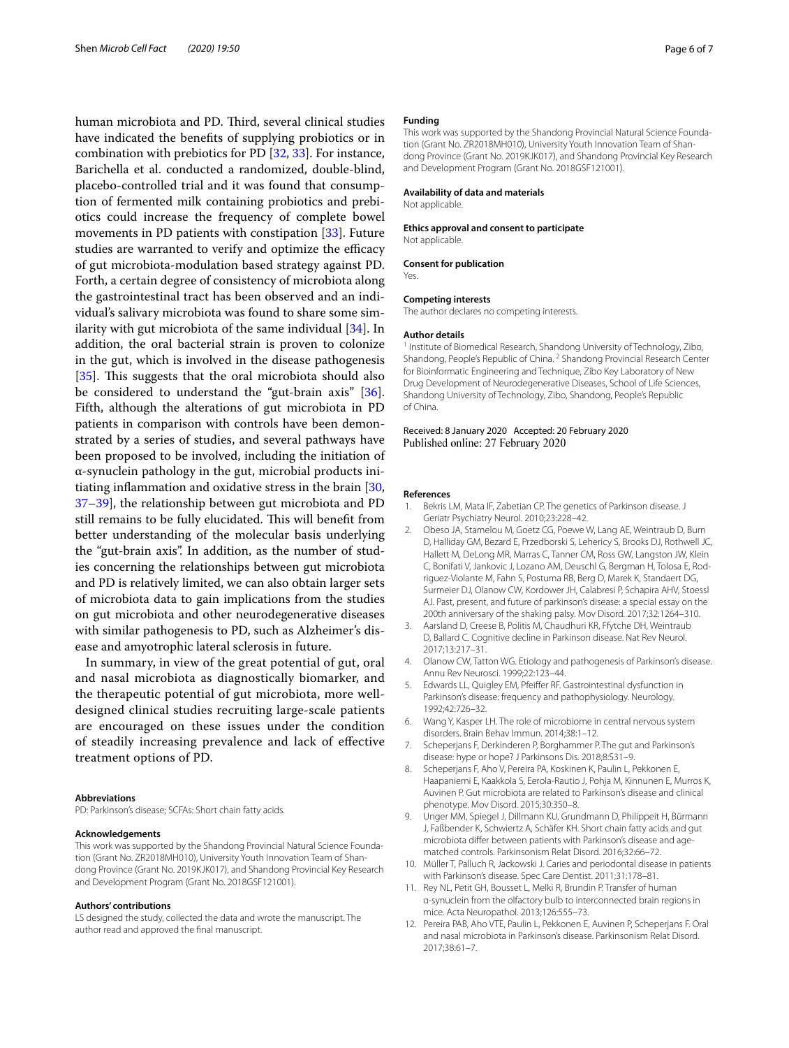human microbiota and PD. Third, several clinical studies have indicated the benefits of supplying probiotics or in combination with prebiotics for PD [32, 33]. For instance, Barichella et al. conducted a randomized, double-blind, placebo-controlled trial and it was found that consumption of fermented milk containing probiotics and prebiotics could increase the frequency of complete bowel movements in PD patients with constipation [33]. Future studies are warranted to verify and optimize the efficacy of gut microbiota-modulation based strategy against PD. Forth, a certain degree of consistency of microbiota along the gastrointestinal tract has been observed and an individual's salivary microbiota was found to share some similarity with gut microbiota of the same individual [34]. In addition, the oral bacterial strain is proven to colonize in the gut, which is involved in the disease pathogenesis [35]. This suggests that the oral microbiota should also be considered to understand the "gut-brain axis" [36]. Fifth, although the alterations of gut microbiota in PD patients in comparison with controls have been demonstrated by a series of studies, and several pathways have been proposed to be involved, including the initiation of α-synuclein pathology in the gut, microbial products initiating inflammation and oxidative stress in the brain [30, 37–39], the relationship between gut microbiota and PD still remains to be fully elucidated. This will benefit from better understanding of the molecular basis underlying the "gut-brain axis". In addition, as the number of studies concerning the relationships between gut microbiota and PD is relatively limited, we can also obtain larger sets of microbiota data to gain implications from the studies on gut microbiota and other neurodegenerative diseases with similar pathogenesis to PD, such as Alzheimer's disease and amyotrophic lateral sclerosis in future.

In summary, in view of the great potential of gut, oral and nasal microbiota as diagnostically biomarker, and the therapeutic potential of gut microbiota, more well-designed clinical studies recruiting large-scale patients are encouraged on these issues under the condition of steadily increasing prevalence and lack of effective treatment options of PD.

#### Abbreviations
PD: Parkinson's disease; SCFAs: Short chain fatty acids.

#### Acknowledgements
This work was supported by the Shandong Provincial Natural Science Foundation (Grant No. ZR2018MH010), University Youth Innovation Team of Shandong Province (Grant No. 2019KJK017), and Shandong Provincial Key Research and Development Program (Grant No. 2018GSF121001).

#### Authors' contributions
LS designed the study, collected the data and wrote the manuscript. The author read and approved the final manuscript.

#### Funding
This work was supported by the Shandong Provincial Natural Science Foundation (Grant No. ZR2018MH010), University Youth Innovation Team of Shandong Province (Grant No. 2019KJK017), and Shandong Provincial Key Research and Development Program (Grant No. 2018GSF121001).

#### Availability of data and materials
Not applicable.

#### Ethics approval and consent to participate
Not applicable.

#### Consent for publication
Yes.

#### Competing interests
The author declares no competing interests.

#### Author details
[1] Institute of Biomedical Research, Shandong University of Technology, Zibo, Shandong, People's Republic of China. [2] Shandong Provincial Research Center for Bioinformatic Engineering and Technique, Zibo Key Laboratory of New Drug Development of Neurodegenerative Diseases, School of Life Sciences, Shandong University of Technology, Zibo, Shandong, People's Republic of China.

Received: 8 January 2020 Accepted: 20 February 2020
Published online: 27 February 2020

#### References
1. Bekris LM, Mata IF, Zabetian CP. The genetics of Parkinson disease. J Geriatr Psychiatry Neurol. 2010;23:228–42.
2. Obeso JA, Stamelou M, Goetz CG, Poewe W, Lang AE, Weintraub D, Burn D, Halliday GM, Bezard E, Przedborski S, Lehericy S, Brooks DJ, Rothwell JC, Hallett M, DeLong MR, Marras C, Tanner CM, Ross GW, Langston JW, Klein C, Bonifati V, Jankovic J, Lozano AM, Deuschl G, Bergman H, Tolosa E, Rodriguez-Violante M, Fahn S, Postuma RB, Berg D, Marek K, Standaert DG, Surmeier DJ, Olanow CW, Kordower JH, Calabresi P, Schapira AHV, Stoessl AJ. Past, present, and future of parkinson's disease: a special essay on the 200th anniversary of the shaking palsy. Mov Disord. 2017;32:1264–310.
3. Aarsland D, Creese B, Politis M, Chaudhuri KR, Ffytche DH, Weintraub D, Ballard C. Cognitive decline in Parkinson disease. Nat Rev Neurol. 2017;13:217–31.
4. Olanow CW, Tatton WG. Etiology and pathogenesis of Parkinson's disease. Annu Rev Neurosci. 1999;22:123–44.
5. Edwards LL, Quigley EM, Pfeiffer RF. Gastrointestinal dysfunction in Parkinson's disease: frequency and pathophysiology. Neurology. 1992;42:726–32.
6. Wang Y, Kasper LH. The role of microbiome in central nervous system disorders. Brain Behav Immun. 2014;38:1–12.
7. Scheperjans F, Derkinderen P, Borghammer P. The gut and Parkinson's disease: hype or hope? J Parkinsons Dis. 2018;8:S31–9.
8. Scheperjans F, Aho V, Pereira PA, Koskinen K, Paulin L, Pekkonen E, Haapaniemi E, Kaakkola S, Eerola-Rautio J, Pohja M, Kinnunen E, Murros K, Auvinen P. Gut microbiota are related to Parkinson's disease and clinical phenotype. Mov Disord. 2015;30:350–8.
9. Unger MM, Spiegel J, Dillmann KU, Grundmann D, Philippeit H, Bürmann J, Faßbender K, Schwiertz A, Schäfer KH. Short chain fatty acids and gut microbiota differ between patients with Parkinson's disease and age-matched controls. Parkinsonism Relat Disord. 2016;32:66–72.
10. Müller T, Palluch R, Jackowski J. Caries and periodontal disease in patients with Parkinson's disease. Spec Care Dentist. 2011;31:178–81.
11. Rey NL, Petit GH, Bousset L, Melki R, Brundin P. Transfer of human α-synuclein from the olfactory bulb to interconnected brain regions in mice. Acta Neuropathol. 2013;126:555–73.
12. Pereira PAB, Aho VTE, Paulin L, Pekkonen E, Auvinen P, Scheperjans F. Oral and nasal microbiota in Parkinson's disease. Parkinsonism Relat Disord. 2017;38:61–7.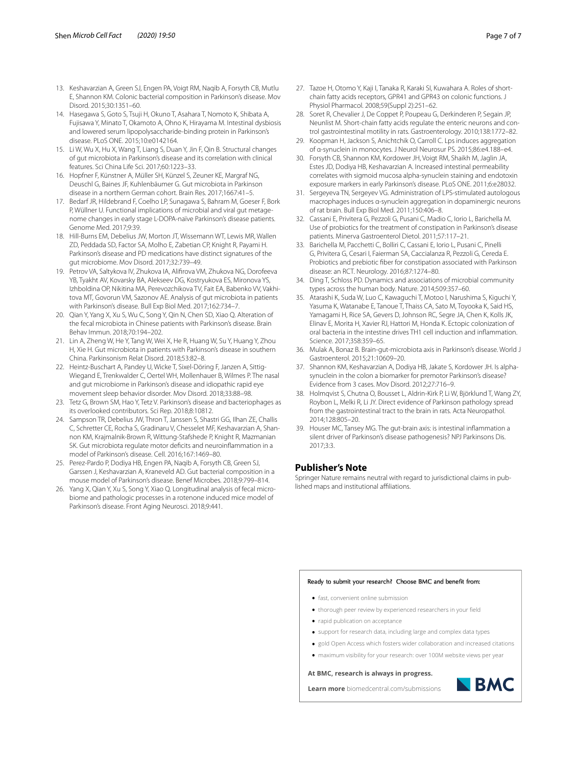13. Keshavarzian A, Green SJ, Engen PA, Voigt RM, Naqib A, Forsyth CB, Mutlu E, Shannon KM. Colonic bacterial composition in Parkinson's disease. Mov Disord. 2015;30:1351–60.
14. Hasegawa S, Goto S, Tsuji H, Okuno T, Asahara T, Nomoto K, Shibata A, Fujisawa Y, Minato T, Okamoto A, Ohno K, Hirayama M. Intestinal dysbiosis and lowered serum lipopolysaccharide-binding protein in Parkinson's disease. PLoS ONE. 2015;10:e0142164.
15. Li W, Wu X, Hu X, Wang T, Liang S, Duan Y, Jin F, Qin B. Structural changes of gut microbiota in Parkinson's disease and its correlation with clinical features. Sci China Life Sci. 2017;60:1223–33.
16. Hopfner F, Künstner A, Müller SH, Künzel S, Zeuner KE, Margraf NG, Deuschl G, Baines JF, Kuhlenbäumer G. Gut microbiota in Parkinson disease in a northern German cohort. Brain Res. 2017;1667:41–5.
17. Bedarf JR, Hildebrand F, Coelho LP, Sunagawa S, Bahram M, Goeser F, Bork P, Wüllner U. Functional implications of microbial and viral gut metagenome changes in early stage L-DOPA-naïve Parkinson's disease patients. Genome Med. 2017;9:39.
18. Hill-Burns EM, Debelius JW, Morton JT, Wissemann WT, Lewis MR, Wallen ZD, Peddada SD, Factor SA, Molho E, Zabetian CP, Knight R, Payami H. Parkinson's disease and PD medications have distinct signatures of the gut microbiome. Mov Disord. 2017;32:739–49.
19. Petrov VA, Saltykova IV, Zhukova IA, Alifirova VM, Zhukova NG, Dorofeeva YB, Tyakht AV, Kovarsky BA, Alekseev DG, Kostryukova ES, Mironova YS, Izhboldina OP, Nikitina MA, Perevozchikova TV, Fait EA, Babenko VV, Vakhitova MT, Govorun VM, Sazonov AE. Analysis of gut microbiota in patients with Parkinson's disease. Bull Exp Biol Med. 2017;162:734–7.
20. Qian Y, Yang X, Xu S, Wu C, Song Y, Qin N, Chen SD, Xiao Q. Alteration of the fecal microbiota in Chinese patients with Parkinson's disease. Brain Behav Immun. 2018;70:194–202.
21. Lin A, Zheng W, He Y, Tang W, Wei X, He R, Huang W, Su Y, Huang Y, Zhou H, Xie H. Gut microbiota in patients with Parkinson's disease in southern China. Parkinsonism Relat Disord. 2018;53:82–8.
22. Heintz-Buschart A, Pandey U, Wicke T, Sixel-Döring F, Janzen A, Sittig-Wiegand E, Trenkwalder C, Oertel WH, Mollenhauer B, Wilmes P. The nasal and gut microbiome in Parkinson's disease and idiopathic rapid eye movement sleep behavior disorder. Mov Disord. 2018;33:88–98.
23. Tetz G, Brown SM, Hao Y, Tetz V. Parkinson's disease and bacteriophages as its overlooked contributors. Sci Rep. 2018;8:10812.
24. Sampson TR, Debelius JW, Thron T, Janssen S, Shastri GG, Ilhan ZE, Challis C, Schretter CE, Rocha S, Gradinaru V, Chesselet MF, Keshavarzian A, Shannon KM, Krajmalnik-Brown R, Wittung-Stafshede P, Knight R, Mazmanian SK. Gut microbiota regulate motor deficits and neuroinflammation in a model of Parkinson's disease. Cell. 2016;167:1469–80.
25. Perez-Pardo P, Dodiya HB, Engen PA, Naqib A, Forsyth CB, Green SJ, Garssen J, Keshavarzian A, Kraneveld AD. Gut bacterial composition in a mouse model of Parkinson's disease. Benef Microbes. 2018;9:799–814.
26. Yang X, Qian Y, Xu S, Song Y, Xiao Q. Longitudinal analysis of fecal microbiome and pathologic processes in a rotenone induced mice model of Parkinson's disease. Front Aging Neurosci. 2018;9:441.
27. Tazoe H, Otomo Y, Kaji I, Tanaka R, Karaki SI, Kuwahara A. Roles of short-chain fatty acids receptors, GPR41 and GPR43 on colonic functions. J Physiol Pharmacol. 2008;59(Suppl 2):251–62.
28. Soret R, Chevalier J, De Coppet P, Poupeau G, Derkinderen P, Segain JP, Neunlist M. Short-chain fatty acids regulate the enteric neurons and control gastrointestinal motility in rats. Gastroenterology. 2010;138:1772–82.
29. Koopman H, Jackson S, Anichtchik O, Carroll C. Lps induces aggregation of α-synuclein in monocytes. J Neurol Neurosur PS. 2015;86:e4.188–e4.
30. Forsyth CB, Shannon KM, Kordower JH, Voigt RM, Shaikh M, Jaglin JA, Estes JD, Dodiya HB, Keshavarzian A. Increased intestinal permeability correlates with sigmoid mucosa alpha-synuclein staining and endotoxin exposure markers in early Parkinson's disease. PLoS ONE. 2011;6:e28032.
31. Sergeyeva TN, Sergeyev VG. Administration of LPS-stimulated autologous macrophages induces α-synuclein aggregation in dopaminergic neurons of rat brain. Bull Exp Biol Med. 2011;150:406–8.
32. Cassani E, Privitera G, Pezzoli G, Pusani C, Madio C, Iorio L, Barichella M. Use of probiotics for the treatment of constipation in Parkinson's disease patients. Minerva Gastroenterol Dietol. 2011;57:117–21.
33. Barichella M, Pacchetti C, Bolliri C, Cassani E, Iorio L, Pusani C, Pinelli G, Privitera G, Cesari I, Faierman SA, Caccialanza R, Pezzoli G, Cereda E. Probiotics and prebiotic fiber for constipation associated with Parkinson disease: an RCT. Neurology. 2016;87:1274–80.
34. Ding T, Schloss PD. Dynamics and associations of microbial community types across the human body. Nature. 2014;509:357–60.
35. Atarashi K, Suda W, Luo C, Kawaguchi T, Motoo I, Narushima S, Kiguchi Y, Yasuma K, Watanabe E, Tanoue T, Thaiss CA, Sato M, Toyooka K, Said HS, Yamagami H, Rice SA, Gevers D, Johnson RC, Segre JA, Chen K, Kolls JK, Elinav E, Morita H, Xavier RJ, Hattori M, Honda K. Ectopic colonization of oral bacteria in the intestine drives TH1 cell induction and inflammation. Science. 2017;358:359–65.
36. Mulak A, Bonaz B. Brain-gut-microbiota axis in Parkinson's disease. World J Gastroenterol. 2015;21:10609–20.
37. Shannon KM, Keshavarzian A, Dodiya HB, Jakate S, Kordower JH. Is alpha-synuclein in the colon a biomarker for premotor Parkinson's disease? Evidence from 3 cases. Mov Disord. 2012;27:716–9.
38. Holmqvist S, Chutna O, Bousset L, Aldrin-Kirk P, Li W, Björklund T, Wang ZY, Roybon L, Melki R, Li JY. Direct evidence of Parkinson pathology spread from the gastrointestinal tract to the brain in rats. Acta Neuropathol. 2014;128:805–20.
39. Houser MC, Tansey MG. The gut-brain axis: is intestinal inflammation a silent driver of Parkinson's disease pathogenesis? NPJ Parkinsons Dis. 2017;3:3.

## Publisher's Note

Springer Nature remains neutral with regard to jurisdictional claims in published maps and institutional affiliations.

Ready to submit your research? Choose BMC and benefit from:

- fast, convenient online submission
- thorough peer review by experienced researchers in your field
- rapid publication on acceptance
- support for research data, including large and complex data types
- gold Open Access which fosters wider collaboration and increased citations
- maximum visibility for your research: over 100M website views per year

**At BMC, research is always in progress.**

**Learn more** biomedcentral.com/submissions

BMC